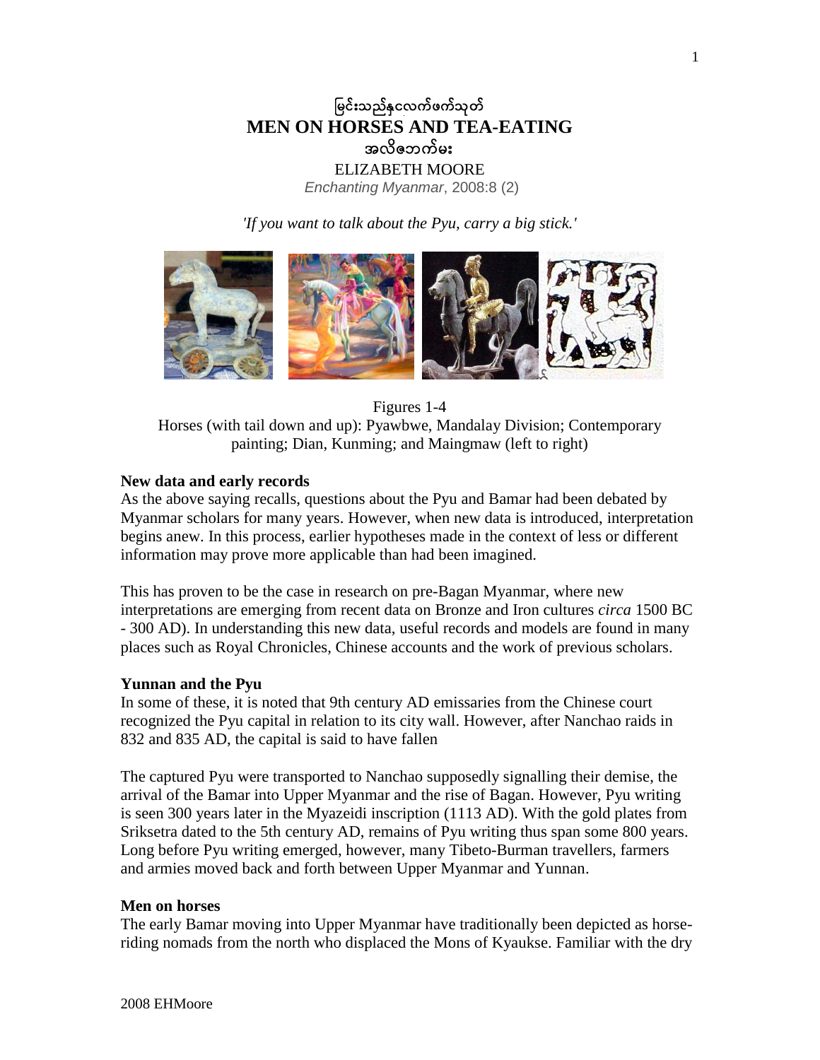# မြင်းသည်နှလေက်ဖက်သုတ်

# MEN ON HORSES AND TEA-EATING

# အလိဇဘက်မး

ELIZABETH MOORE

*Enchanting Myanmar*, 2008:8 (2)

*'If you want to talk about the Pyu, carry a big stick.'*

Figures 1-4
Horses (with tail down and up): Pyawbwe, Mandalay Division; Contemporary painting; Dian, Kunming; and Maingmaw (left to right)

## New data and early records

As the above saying recalls, questions about the Pyu and Bamar had been debated by Myanmar scholars for many years. However, when new data is introduced, interpretation begins anew. In this process, earlier hypotheses made in the context of less or different information may prove more applicable than had been imagined.

This has proven to be the case in research on pre-Bagan Myanmar, where new interpretations are emerging from recent data on Bronze and Iron cultures *circa* 1500 BC - 300 AD). In understanding this new data, useful records and models are found in many places such as Royal Chronicles, Chinese accounts and the work of previous scholars.

## Yunnan and the Pyu

In some of these, it is noted that 9th century AD emissaries from the Chinese court recognized the Pyu capital in relation to its city wall. However, after Nanchao raids in 832 and 835 AD, the capital is said to have fallen

The captured Pyu were transported to Nanchao supposedly signalling their demise, the arrival of the Bamar into Upper Myanmar and the rise of Bagan. However, Pyu writing is seen 300 years later in the Myazeidi inscription (1113 AD). With the gold plates from Sriksetra dated to the 5th century AD, remains of Pyu writing thus span some 800 years. Long before Pyu writing emerged, however, many Tibeto-Burman travellers, farmers and armies moved back and forth between Upper Myanmar and Yunnan.

## Men on horses

The early Bamar moving into Upper Myanmar have traditionally been depicted as horse-riding nomads from the north who displaced the Mons of Kyaukse. Familiar with the dry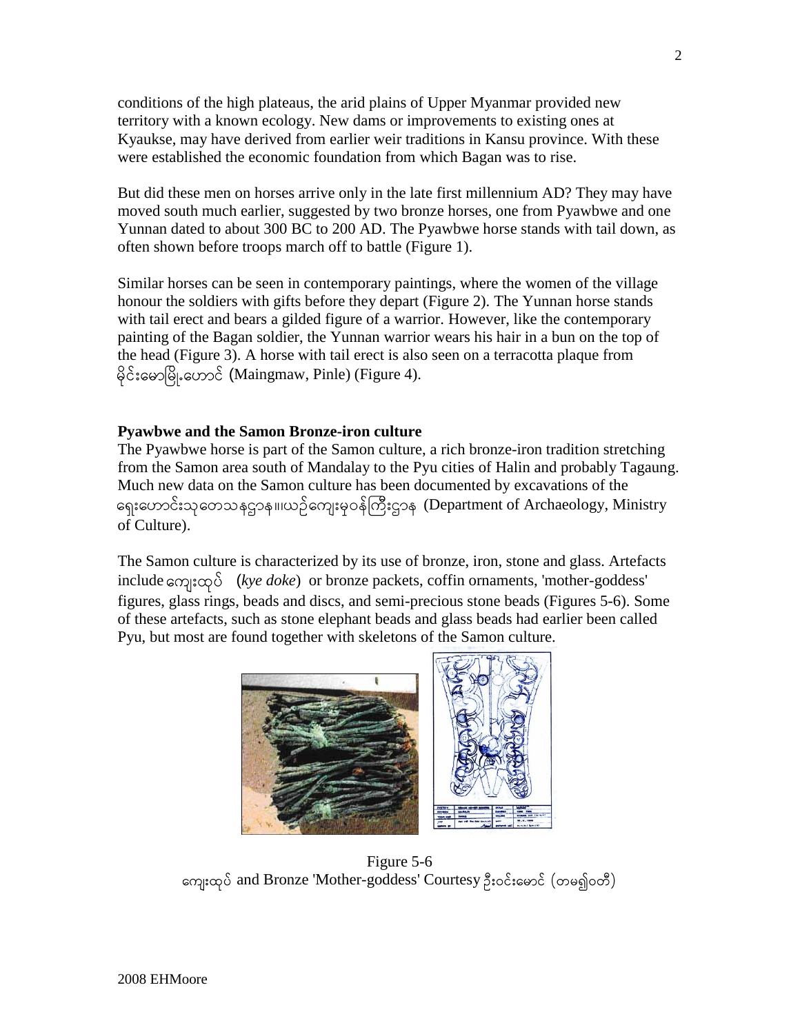conditions of the high plateaus, the arid plains of Upper Myanmar provided new territory with a known ecology. New dams or improvements to existing ones at Kyaukse, may have derived from earlier weir traditions in Kansu province. With these were established the economic foundation from which Bagan was to rise.

But did these men on horses arrive only in the late first millennium AD? They may have moved south much earlier, suggested by two bronze horses, one from Pyawbwe and one Yunnan dated to about 300 BC to 200 AD. The Pyawbwe horse stands with tail down, as often shown before troops march off to battle (Figure 1).

Similar horses can be seen in contemporary paintings, where the women of the village honour the soldiers with gifts before they depart (Figure 2). The Yunnan horse stands with tail erect and bears a gilded figure of a warrior. However, like the contemporary painting of the Bagan soldier, the Yunnan warrior wears his hair in a bun on the top of the head (Figure 3). A horse with tail erect is also seen on a terracotta plaque from မိုင်းမောမြို့ဟောင်း (Maingmaw, Pinle) (Figure 4).

### Pyawbwe and the Samon Bronze-iron culture

The Pyawbwe horse is part of the Samon culture, a rich bronze-iron tradition stretching from the Samon area south of Mandalay to the Pyu cities of Halin and probably Tagaung. Much new data on the Samon culture has been documented by excavations of the ရှေးဟောင်းသုတေသနဌာန။ယဥ်ကျေးမှုဝန်ကြီးဌာန (Department of Archaeology, Ministry of Culture).

The Samon culture is characterized by its use of bronze, iron, stone and glass. Artefacts include ကျေးထုပ် (*kye doke*) or bronze packets, coffin ornaments, 'mother-goddess' figures, glass rings, beads and discs, and semi-precious stone beads (Figures 5-6). Some of these artefacts, such as stone elephant beads and glass beads had earlier been called Pyu, but most are found together with skeletons of the Samon culture.

Figure 5-6
ကျေးထုပ် and Bronze 'Mother-goddess' Courtesy ဦးဝင်းမောင် (တမ၅ဝတီ)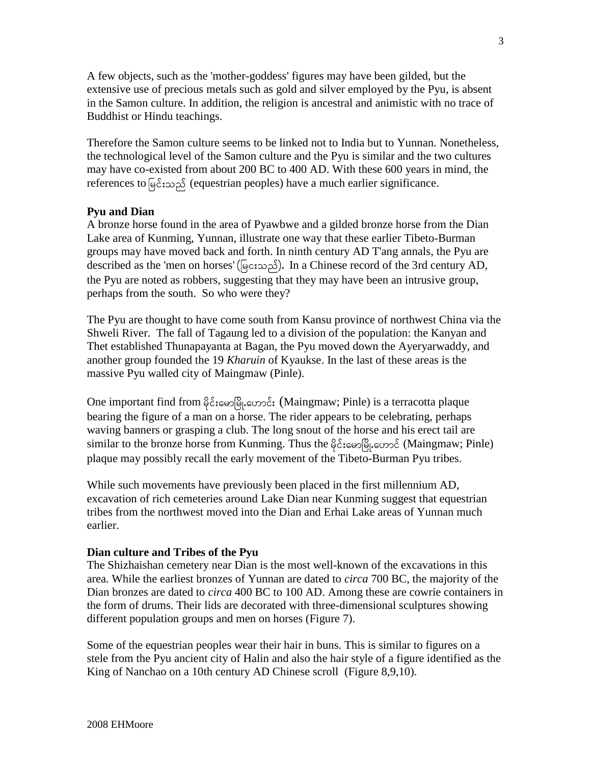A few objects, such as the 'mother-goddess' figures may have been gilded, but the extensive use of precious metals such as gold and silver employed by the Pyu, is absent in the Samon culture. In addition, the religion is ancestral and animistic with no trace of Buddhist or Hindu teachings.

Therefore the Samon culture seems to be linked not to India but to Yunnan. Nonetheless, the technological level of the Samon culture and the Pyu is similar and the two cultures may have co-existed from about 200 BC to 400 AD. With these 600 years in mind, the references to မြင်းသည် (equestrian peoples) have a much earlier significance.

**Pyu and Dian**

A bronze horse found in the area of Pyawbwe and a gilded bronze horse from the Dian Lake area of Kunming, Yunnan, illustrate one way that these earlier Tibeto-Burman groups may have moved back and forth. In ninth century AD T'ang annals, the Pyu are described as the 'men on horses' (မြင်းသည်). In a Chinese record of the 3rd century AD, the Pyu are noted as robbers, suggesting that they may have been an intrusive group, perhaps from the south. So who were they?

The Pyu are thought to have come south from Kansu province of northwest China via the Shweli River. The fall of Tagaung led to a division of the population: the Kanyan and Thet established Thunapayanta at Bagan, the Pyu moved down the Ayeryarwaddy, and another group founded the 19 *Kharuin* of Kyaukse. In the last of these areas is the massive Pyu walled city of Maingmaw (Pinle).

One important find from မိုင်းမောမြို့ဟောင်း (Maingmaw; Pinle) is a terracotta plaque bearing the figure of a man on a horse. The rider appears to be celebrating, perhaps waving banners or grasping a club. The long snout of the horse and his erect tail are similar to the bronze horse from Kunming. Thus the မိုင်းမောမြို့ဟောင် (Maingmaw; Pinle) plaque may possibly recall the early movement of the Tibeto-Burman Pyu tribes.

While such movements have previously been placed in the first millennium AD, excavation of rich cemeteries around Lake Dian near Kunming suggest that equestrian tribes from the northwest moved into the Dian and Erhai Lake areas of Yunnan much earlier.

**Dian culture and Tribes of the Pyu**

The Shizhaishan cemetery near Dian is the most well-known of the excavations in this area. While the earliest bronzes of Yunnan are dated to *circa* 700 BC, the majority of the Dian bronzes are dated to *circa* 400 BC to 100 AD. Among these are cowrie containers in the form of drums. Their lids are decorated with three-dimensional sculptures showing different population groups and men on horses (Figure 7).

Some of the equestrian peoples wear their hair in buns. This is similar to figures on a stele from the Pyu ancient city of Halin and also the hair style of a figure identified as the King of Nanchao on a 10th century AD Chinese scroll (Figure 8,9,10).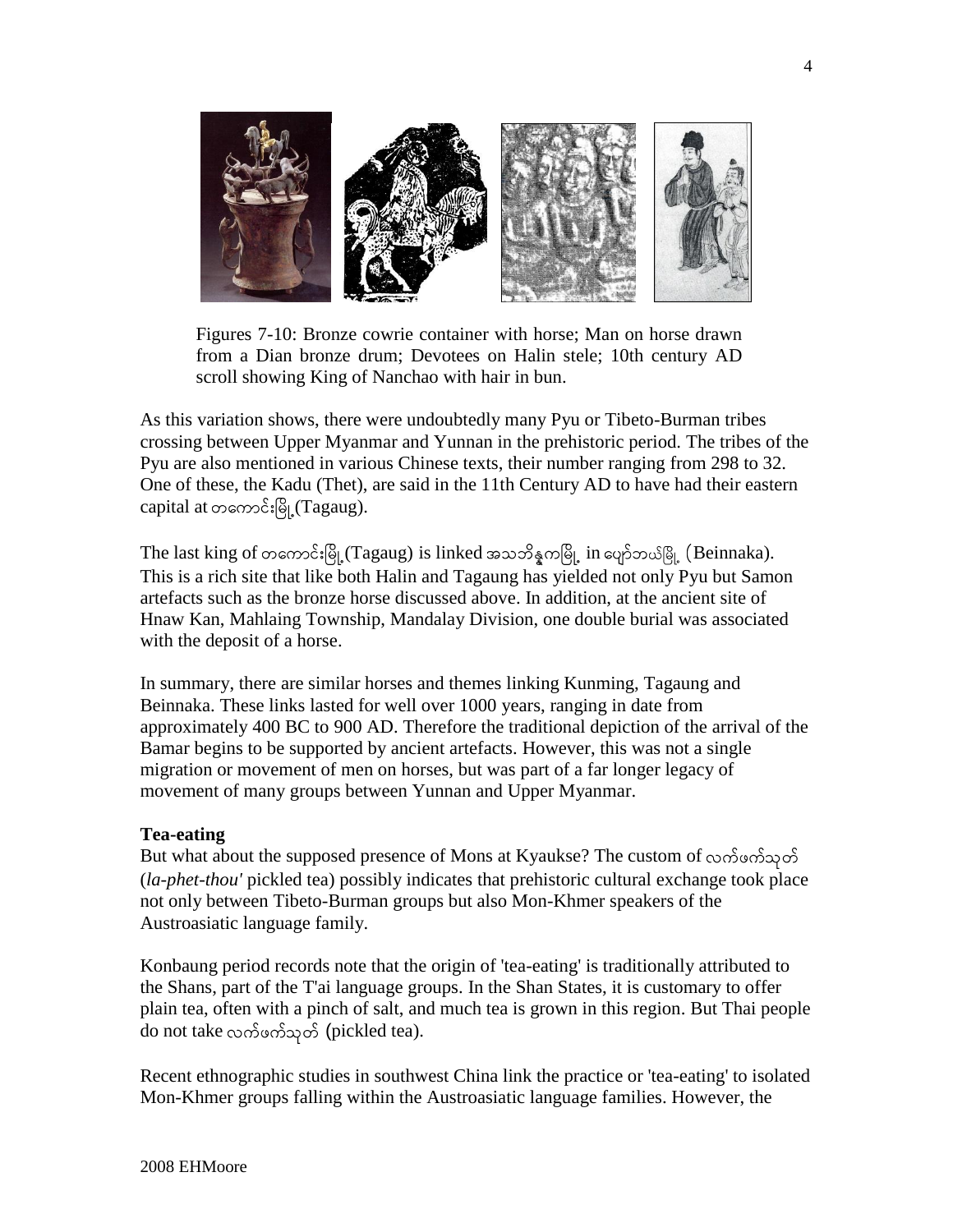Figures 7-10: Bronze cowrie container with horse; Man on horse drawn from a Dian bronze drum; Devotees on Halin stele; 10th century AD scroll showing King of Nanchao with hair in bun.

As this variation shows, there were undoubtedly many Pyu or Tibeto-Burman tribes crossing between Upper Myanmar and Yunnan in the prehistoric period. The tribes of the Pyu are also mentioned in various Chinese texts, their number ranging from 298 to 32. One of these, the Kadu (Thet), are said in the 11th Century AD to have had their eastern capital at တကောင်းမြို့(Tagaug).

The last king of တကောင်းမြို့(Tagaug) is linked အသဘိန္နကမြို့ in ပျော်ဘယ်မြို့ (Beinnaka). This is a rich site that like both Halin and Tagaung has yielded not only Pyu but Samon artefacts such as the bronze horse discussed above. In addition, at the ancient site of Hnaw Kan, Mahlaing Township, Mandalay Division, one double burial was associated with the deposit of a horse.

In summary, there are similar horses and themes linking Kunming, Tagaung and Beinnaka. These links lasted for well over 1000 years, ranging in date from approximately 400 BC to 900 AD. Therefore the traditional depiction of the arrival of the Bamar begins to be supported by ancient artefacts. However, this was not a single migration or movement of men on horses, but was part of a far longer legacy of movement of many groups between Yunnan and Upper Myanmar.

**Tea-eating**

But what about the supposed presence of Mons at Kyaukse? The custom of လက်ဖက်သုတ် (*la-phet-thou'* pickled tea) possibly indicates that prehistoric cultural exchange took place not only between Tibeto-Burman groups but also Mon-Khmer speakers of the Austroasiatic language family.

Konbaung period records note that the origin of 'tea-eating' is traditionally attributed to the Shans, part of the T'ai language groups. In the Shan States, it is customary to offer plain tea, often with a pinch of salt, and much tea is grown in this region. But Thai people do not take လက်ဖက်သုတ် (pickled tea).

Recent ethnographic studies in southwest China link the practice or 'tea-eating' to isolated Mon-Khmer groups falling within the Austroasiatic language families. However, the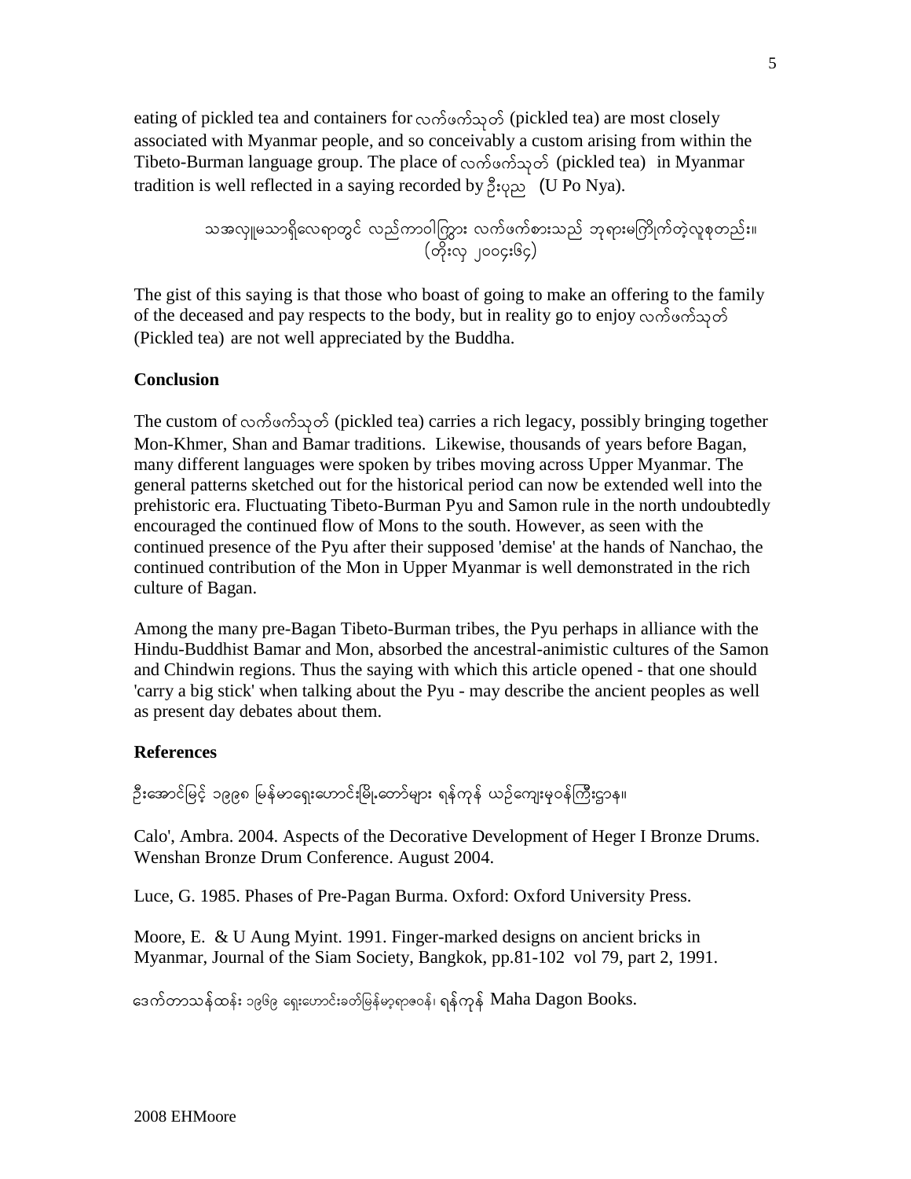eating of pickled tea and containers for လက်ဖက်သုတ် (pickled tea) are most closely associated with Myanmar people, and so conceivably a custom arising from within the Tibeto-Burman language group. The place of လက်ဖက်သုတ် (pickled tea) in Myanmar tradition is well reflected in a saying recorded by ဦးပုည (U Po Nya).

သအလှူမသာရှိလေရာတွင် လည်ကာဝါကြွား လက်ဖက်စားသည် ဘုရားမကြိုက်တဲ့လူစုတည်း။
(တိုးလှ ၂၀၀၄း၆၄)

The gist of this saying is that those who boast of going to make an offering to the family of the deceased and pay respects to the body, but in reality go to enjoy လက်ဖက်သုတ် (Pickled tea) are not well appreciated by the Buddha.

## Conclusion

The custom of လက်ဖက်သုတ် (pickled tea) carries a rich legacy, possibly bringing together Mon-Khmer, Shan and Bamar traditions. Likewise, thousands of years before Bagan, many different languages were spoken by tribes moving across Upper Myanmar. The general patterns sketched out for the historical period can now be extended well into the prehistoric era. Fluctuating Tibeto-Burman Pyu and Samon rule in the north undoubtedly encouraged the continued flow of Mons to the south. However, as seen with the continued presence of the Pyu after their supposed 'demise' at the hands of Nanchao, the continued contribution of the Mon in Upper Myanmar is well demonstrated in the rich culture of Bagan.

Among the many pre-Bagan Tibeto-Burman tribes, the Pyu perhaps in alliance with the Hindu-Buddhist Bamar and Mon, absorbed the ancestral-animistic cultures of the Samon and Chindwin regions. Thus the saying with which this article opened - that one should 'carry a big stick' when talking about the Pyu - may describe the ancient peoples as well as present day debates about them.

## References

ဦးအောင်မြင့် ၁၉၉၈ မြန်မာရှေးဟောင်းမြို့တော်များ ရန်ကုန် ယဉ်ကျေးမှုဝန်ကြီးဌာန။

Calo', Ambra. 2004. Aspects of the Decorative Development of Heger I Bronze Drums. Wenshan Bronze Drum Conference. August 2004.

Luce, G. 1985. Phases of Pre-Pagan Burma. Oxford: Oxford University Press.

Moore, E. & U Aung Myint. 1991. Finger-marked designs on ancient bricks in Myanmar, Journal of the Siam Society, Bangkok, pp.81-102 vol 79, part 2, 1991.

ဒေါက်တာသန်းထွန်း ၁၉၆၉ ရှေးဟောင်းခေတ်မြန်မာ့ရာဇဝင်၊ ရန်ကုန် Maha Dagon Books.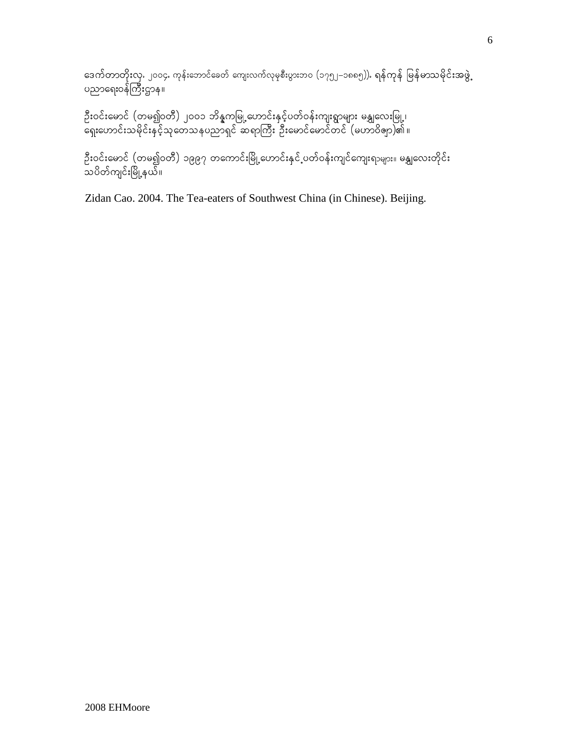ဒေက်တာတိုးလှ. ၂၀၀၄. ကုန်းဘောင်ခေတ် ကျေးလက်လူမှုစီးပွားဘဝ (၁၇၅၂–၁၈၈၅)). ရန်ကုန် မြန်မာသမိုင်းအဖွဲ့ ပညာရေးဝန်ကြီးဌာန။

ဦးဝင်းမောင် (တမၡုဝတီ) ၂၀၀၁ ဘိန္နကမြို့ဟောင်းနှင့်ပတ်ဝန်းကျင်ရွာများ မန္တလေးမြို့၊ ရှေးဟောင်းသမိုင်းနှင့်သုတေသနပညာရှင် ဆရာကြီး ဦးမောင်မောင်တင် (မဟာဝိဇ္ဇာ)၏။

ဦးဝင်းမောင် (တမၡုဝတီ) ၁၉၉၇ တကောင်းမြို့ဟောင်းနှင့်ပတ်ဝန်းကျင်ကျေးရာများ။ မန္တလေးတိုင်း သပိတ်ကျင်းမြို့နယ်။

Zidan Cao. 2004. The Tea-eaters of Southwest China (in Chinese). Beijing.

2008 EHMoore